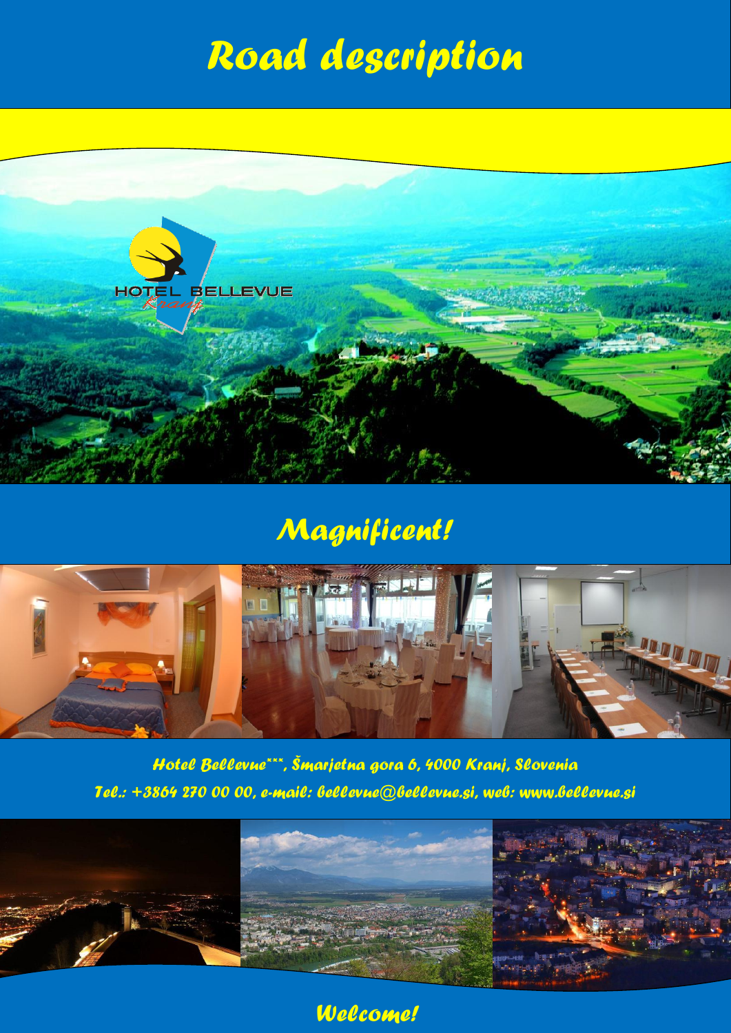# Road description

## Magnificent!

Hotel Bellevue\*\*\*, Šmarjetna gora 6, 4000 Kranj, Slovenia

Tel.: +3864 270 00 00, e-mail: bellevue@bellevue.si, web: www.bellevue.si

## Welcome!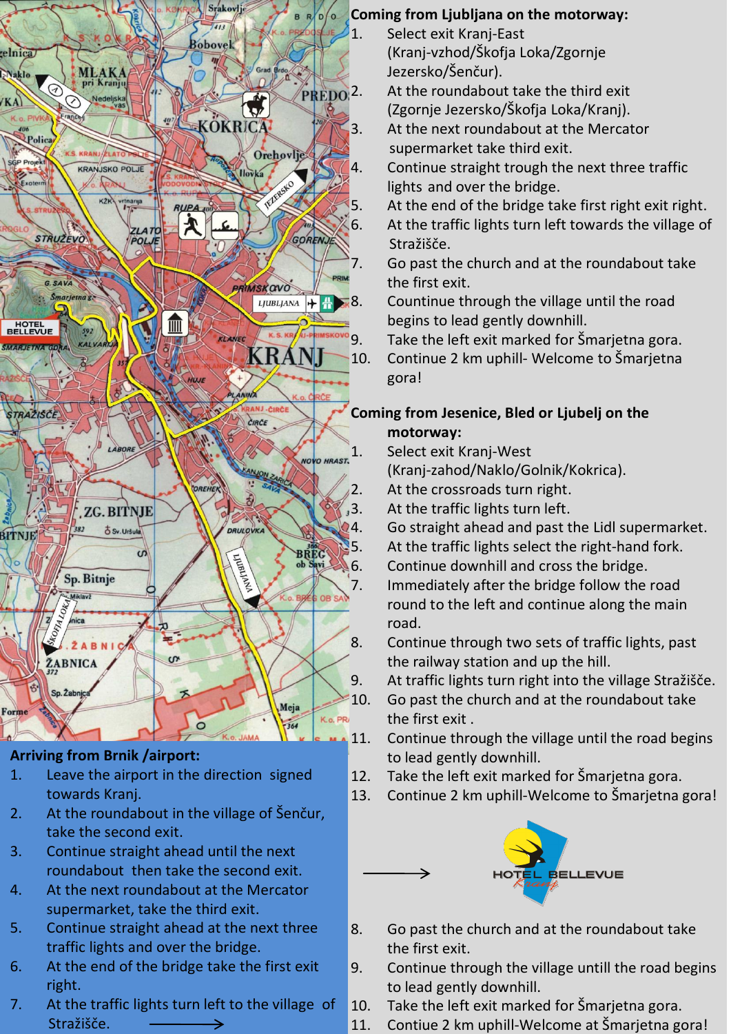## Coming from Ljubljana on the motorway:

1. Select exit Kranj-East (Kranj-vzhod/Škofja Loka/Zgornje Jezersko/Šenčur).
2. At the roundabout take the third exit (Zgornje Jezersko/Škofja Loka/Kranj).
3. At the next roundabout at the Mercator supermarket take third exit.
4. Continue straight trough the next three traffic lights and over the bridge.
5. At the end of the bridge take first right exit right.
6. At the traffic lights turn left towards the village of Stražišče.
7. Go past the church and at the roundabout take the first exit.
8. Countinue through the village until the road begins to lead gently downhill.
9. Take the left exit marked for Šmarjetna gora.
10. Continue 2 km uphill- Welcome to Šmarjetna gora!

## Coming from Jesenice, Bled or Ljubelj on the motorway:

1. Select exit Kranj-West (Kranj-zahod/Naklo/Golnik/Kokrica).
2. At the crossroads turn right.
3. At the traffic lights turn left.
4. Go straight ahead and past the Lidl supermarket.
5. At the traffic lights select the right-hand fork.
6. Continue downhill and cross the bridge.
7. Immediately after the bridge follow the road round to the left and continue along the main road.
8. Continue through two sets of traffic lights, past the railway station and up the hill.
9. At traffic lights turn right into the village Stražišče.
10. Go past the church and at the roundabout take the first exit .
11. Continue through the village until the road begins to lead gently downhill.
12. Take the left exit marked for Šmarjetna gora.
13. Continue 2 km uphill-Welcome to Šmarjetna gora!

## Arriving from Brnik /airport:

1. Leave the airport in the direction signed towards Kranj.
2. At the roundabout in the village of Šenčur, take the second exit.
3. Continue straight ahead until the next roundabout then take the second exit.
4. At the next roundabout at the Mercator supermarket, take the third exit.
5. Continue straight ahead at the next three traffic lights and over the bridge.
6. At the end of the bridge take the first exit right.
7. At the traffic lights turn left to the village of Stražišče. →

→ HOTEL BELLEVUE

8. Go past the church and at the roundabout take the first exit.
9. Continue through the village untill the road begins to lead gently downhill.
10. Take the left exit marked for Šmarjetna gora.
11. Contiue 2 km uphill-Welcome at Šmarjetna gora!